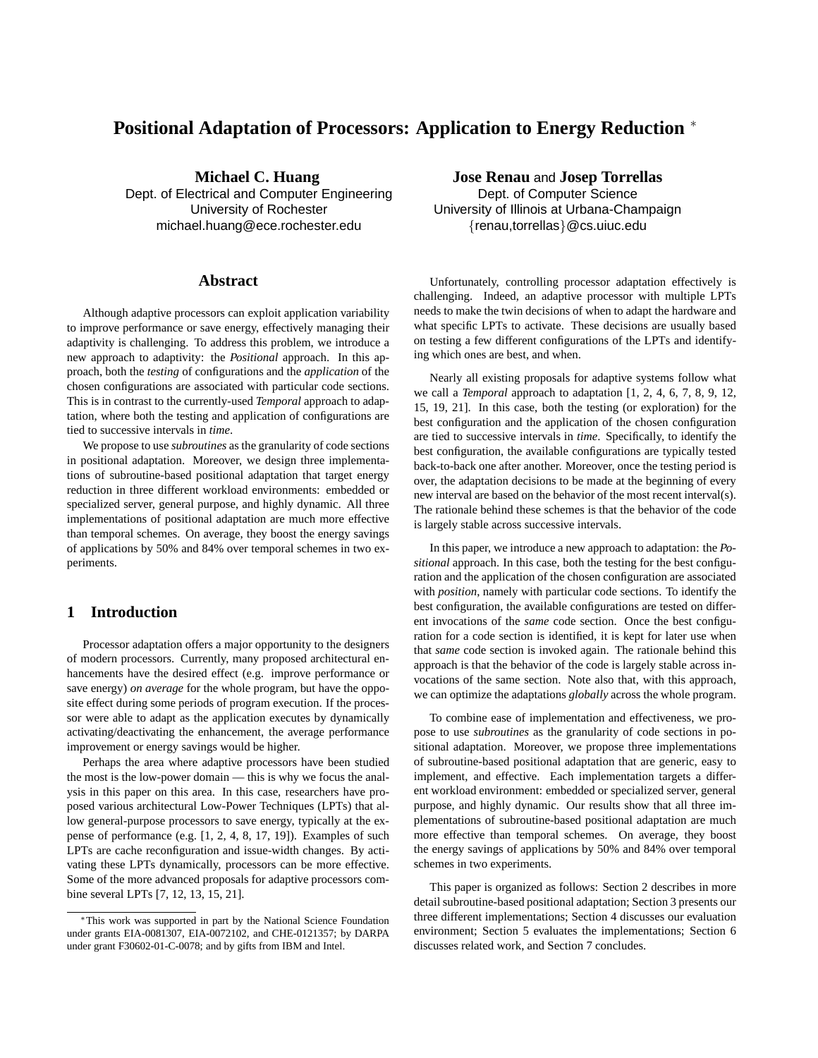# Positional Adaptation of Processors: Application to Energy Reduction *

**Michael C. Huang**
Dept. of Electrical and Computer Engineering
University of Rochester
michael.huang@ece.rochester.edu

**Jose Renau** and **Josep Torrellas**
Dept. of Computer Science
University of Illinois at Urbana-Champaign
{renau,torrellas}@cs.uiuc.edu

## Abstract

Although adaptive processors can exploit application variability to improve performance or save energy, effectively managing their adaptivity is challenging. To address this problem, we introduce a new approach to adaptivity: the *Positional* approach. In this approach, both the *testing* of configurations and the *application* of the chosen configurations are associated with particular code sections. This is in contrast to the currently-used *Temporal* approach to adaptation, where both the testing and application of configurations are tied to successive intervals in *time*.

We propose to use *subroutines* as the granularity of code sections in positional adaptation. Moreover, we design three implementations of subroutine-based positional adaptation that target energy reduction in three different workload environments: embedded or specialized server, general purpose, and highly dynamic. All three implementations of positional adaptation are much more effective than temporal schemes. On average, they boost the energy savings of applications by 50% and 84% over temporal schemes in two experiments.

## 1 Introduction

Processor adaptation offers a major opportunity to the designers of modern processors. Currently, many proposed architectural enhancements have the desired effect (e.g. improve performance or save energy) *on average* for the whole program, but have the opposite effect during some periods of program execution. If the processor were able to adapt as the application executes by dynamically activating/deactivating the enhancement, the average performance improvement or energy savings would be higher.

Perhaps the area where adaptive processors have been studied the most is the low-power domain — this is why we focus the analysis in this paper on this area. In this case, researchers have proposed various architectural Low-Power Techniques (LPTs) that allow general-purpose processors to save energy, typically at the expense of performance (e.g. [1, 2, 4, 8, 17, 19]). Examples of such LPTs are cache reconfiguration and issue-width changes. By activating these LPTs dynamically, processors can be more effective. Some of the more advanced proposals for adaptive processors combine several LPTs [7, 12, 13, 15, 21].

Unfortunately, controlling processor adaptation effectively is challenging. Indeed, an adaptive processor with multiple LPTs needs to make the twin decisions of when to adapt the hardware and what specific LPTs to activate. These decisions are usually based on testing a few different configurations of the LPTs and identifying which ones are best, and when.

Nearly all existing proposals for adaptive systems follow what we call a *Temporal* approach to adaptation [1, 2, 4, 6, 7, 8, 9, 12, 15, 19, 21]. In this case, both the testing (or exploration) for the best configuration and the application of the chosen configuration are tied to successive intervals in *time*. Specifically, to identify the best configuration, the available configurations are typically tested back-to-back one after another. Moreover, once the testing period is over, the adaptation decisions to be made at the beginning of every new interval are based on the behavior of the most recent interval(s). The rationale behind these schemes is that the behavior of the code is largely stable across successive intervals.

In this paper, we introduce a new approach to adaptation: the *Positional* approach. In this case, both the testing for the best configuration and the application of the chosen configuration are associated with *position*, namely with particular code sections. To identify the best configuration, the available configurations are tested on different invocations of the *same* code section. Once the best configuration for a code section is identified, it is kept for later use when that *same* code section is invoked again. The rationale behind this approach is that the behavior of the code is largely stable across invocations of the same section. Note also that, with this approach, we can optimize the adaptations *globally* across the whole program.

To combine ease of implementation and effectiveness, we propose to use *subroutines* as the granularity of code sections in positional adaptation. Moreover, we propose three implementations of subroutine-based positional adaptation that are generic, easy to implement, and effective. Each implementation targets a different workload environment: embedded or specialized server, general purpose, and highly dynamic. Our results show that all three implementations of subroutine-based positional adaptation are much more effective than temporal schemes. On average, they boost the energy savings of applications by 50% and 84% over temporal schemes in two experiments.

This paper is organized as follows: Section 2 describes in more detail subroutine-based positional adaptation; Section 3 presents our three different implementations; Section 4 discusses our evaluation environment; Section 5 evaluates the implementations; Section 6 discusses related work, and Section 7 concludes.

*This work was supported in part by the National Science Foundation under grants EIA-0081307, EIA-0072102, and CHE-0121357; by DARPA under grant F30602-01-C-0078; and by gifts from IBM and Intel.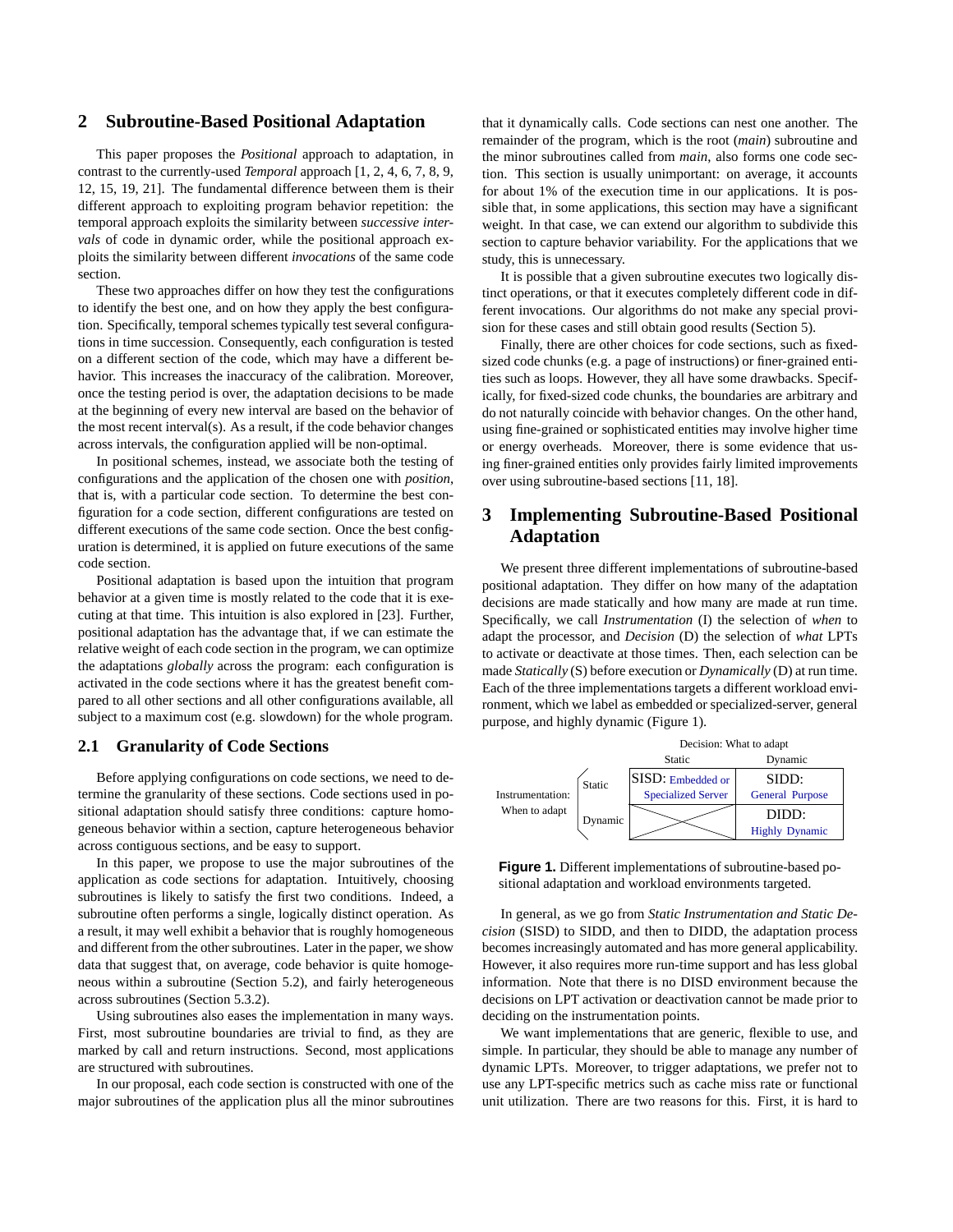## 2 Subroutine-Based Positional Adaptation

This paper proposes the *Positional* approach to adaptation, in contrast to the currently-used *Temporal* approach [1, 2, 4, 6, 7, 8, 9, 12, 15, 19, 21]. The fundamental difference between them is their different approach to exploiting program behavior repetition: the temporal approach exploits the similarity between *successive intervals* of code in dynamic order, while the positional approach exploits the similarity between different *invocations* of the same code section.

These two approaches differ on how they test the configurations to identify the best one, and on how they apply the best configuration. Specifically, temporal schemes typically test several configurations in time succession. Consequently, each configuration is tested on a different section of the code, which may have a different behavior. This increases the inaccuracy of the calibration. Moreover, once the testing period is over, the adaptation decisions to be made at the beginning of every new interval are based on the behavior of the most recent interval(s). As a result, if the code behavior changes across intervals, the configuration applied will be non-optimal.

In positional schemes, instead, we associate both the testing of configurations and the application of the chosen one with *position*, that is, with a particular code section. To determine the best configuration for a code section, different configurations are tested on different executions of the same code section. Once the best configuration is determined, it is applied on future executions of the same code section.

Positional adaptation is based upon the intuition that program behavior at a given time is mostly related to the code that it is executing at that time. This intuition is also explored in [23]. Further, positional adaptation has the advantage that, if we can estimate the relative weight of each code section in the program, we can optimize the adaptations *globally* across the program: each configuration is activated in the code sections where it has the greatest benefit compared to all other sections and all other configurations available, all subject to a maximum cost (e.g. slowdown) for the whole program.

### 2.1 Granularity of Code Sections

Before applying configurations on code sections, we need to determine the granularity of these sections. Code sections used in positional adaptation should satisfy three conditions: capture homogeneous behavior within a section, capture heterogeneous behavior across contiguous sections, and be easy to support.

In this paper, we propose to use the major subroutines of the application as code sections for adaptation. Intuitively, choosing subroutines is likely to satisfy the first two conditions. Indeed, a subroutine often performs a single, logically distinct operation. As a result, it may well exhibit a behavior that is roughly homogeneous and different from the other subroutines. Later in the paper, we show data that suggest that, on average, code behavior is quite homogeneous within a subroutine (Section 5.2), and fairly heterogeneous across subroutines (Section 5.3.2).

Using subroutines also eases the implementation in many ways. First, most subroutine boundaries are trivial to find, as they are marked by call and return instructions. Second, most applications are structured with subroutines.

In our proposal, each code section is constructed with one of the major subroutines of the application plus all the minor subroutines that it dynamically calls. Code sections can nest one another. The remainder of the program, which is the root (*main*) subroutine and the minor subroutines called from *main*, also forms one code section. This section is usually unimportant: on average, it accounts for about 1% of the execution time in our applications. It is possible that, in some applications, this section may have a significant weight. In that case, we can extend our algorithm to subdivide this section to capture behavior variability. For the applications that we study, this is unnecessary.

It is possible that a given subroutine executes two logically distinct operations, or that it executes completely different code in different invocations. Our algorithms do not make any special provision for these cases and still obtain good results (Section 5).

Finally, there are other choices for code sections, such as fixed-sized code chunks (e.g. a page of instructions) or finer-grained entities such as loops. However, they all have some drawbacks. Specifically, for fixed-sized code chunks, the boundaries are arbitrary and do not naturally coincide with behavior changes. On the other hand, using fine-grained or sophisticated entities may involve higher time or energy overheads. Moreover, there is some evidence that using finer-grained entities only provides fairly limited improvements over using subroutine-based sections [11, 18].

## 3 Implementing Subroutine-Based Positional Adaptation

We present three different implementations of subroutine-based positional adaptation. They differ on how many of the adaptation decisions are made statically and how many are made at run time. Specifically, we call *Instrumentation* (I) the selection of *when* to adapt the processor, and *Decision* (D) the selection of *what* LPTs to activate or deactivate at those times. Then, each selection can be made *Statically* (S) before execution or *Dynamically* (D) at run time. Each of the three implementations targets a different workload environment, which we label as embedded or specialized-server, general purpose, and highly dynamic (Figure 1).

| Instrumentation: When to adapt | Decision: What to adapt — Static | Decision: What to adapt — Dynamic |
|---|---|---|
| Static | SISD: Embedded or Specialized Server | SIDD: General Purpose |
| Dynamic | | DIDD: Highly Dynamic |

**Figure 1.** Different implementations of subroutine-based positional adaptation and workload environments targeted.

In general, as we go from *Static Instrumentation and Static Decision* (SISD) to SIDD, and then to DIDD, the adaptation process becomes increasingly automated and has more general applicability. However, it also requires more run-time support and has less global information. Note that there is no DISD environment because the decisions on LPT activation or deactivation cannot be made prior to deciding on the instrumentation points.

We want implementations that are generic, flexible to use, and simple. In particular, they should be able to manage any number of dynamic LPTs. Moreover, to trigger adaptations, we prefer not to use any LPT-specific metrics such as cache miss rate or functional unit utilization. There are two reasons for this. First, it is hard to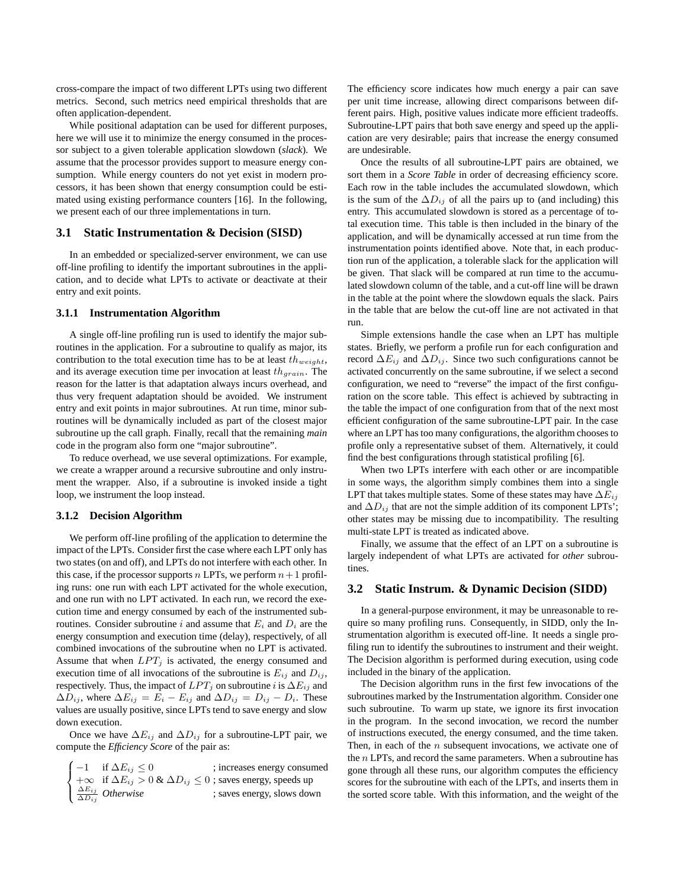cross-compare the impact of two different LPTs using two different metrics. Second, such metrics need empirical thresholds that are often application-dependent.

While positional adaptation can be used for different purposes, here we will use it to minimize the energy consumed in the processor subject to a given tolerable application slowdown (*slack*). We assume that the processor provides support to measure energy consumption. While energy counters do not yet exist in modern processors, it has been shown that energy consumption could be estimated using existing performance counters [16]. In the following, we present each of our three implementations in turn.

## 3.1 Static Instrumentation & Decision (SISD)

In an embedded or specialized-server environment, we can use off-line profiling to identify the important subroutines in the application, and to decide what LPTs to activate or deactivate at their entry and exit points.

### 3.1.1 Instrumentation Algorithm

A single off-line profiling run is used to identify the major subroutines in the application. For a subroutine to qualify as major, its contribution to the total execution time has to be at least $th_{weight}$, and its average execution time per invocation at least $th_{grain}$. The reason for the latter is that adaptation always incurs overhead, and thus very frequent adaptation should be avoided. We instrument entry and exit points in major subroutines. At run time, minor subroutines will be dynamically included as part of the closest major subroutine up the call graph. Finally, recall that the remaining *main* code in the program also form one "major subroutine".

To reduce overhead, we use several optimizations. For example, we create a wrapper around a recursive subroutine and only instrument the wrapper. Also, if a subroutine is invoked inside a tight loop, we instrument the loop instead.

### 3.1.2 Decision Algorithm

We perform off-line profiling of the application to determine the impact of the LPTs. Consider first the case where each LPT only has two states (on and off), and LPTs do not interfere with each other. In this case, if the processor supports $n$ LPTs, we perform $n+1$ profiling runs: one run with each LPT activated for the whole execution, and one run with no LPT activated. In each run, we record the execution time and energy consumed by each of the instrumented subroutines. Consider subroutine $i$ and assume that $E_i$ and $D_i$ are the energy consumption and execution time (delay), respectively, of all combined invocations of the subroutine when no LPT is activated. Assume that when $LPT_j$ is activated, the energy consumed and execution time of all invocations of the subroutine is $E_{ij}$ and $D_{ij}$, respectively. Thus, the impact of $LPT_j$ on subroutine $i$ is $\Delta E_{ij}$ and $\Delta D_{ij}$, where $\Delta E_{ij} = E_i - E_{ij}$ and $\Delta D_{ij} = D_{ij} - D_i$. These values are usually positive, since LPTs tend to save energy and slow down execution.

Once we have $\Delta E_{ij}$ and $\Delta D_{ij}$ for a subroutine-LPT pair, we compute the *Efficiency Score* of the pair as:

$$
\begin{cases}
-1 & \text{if } \Delta E_{ij} \leq 0 \quad \text{; increases energy consumed} \\
+\infty & \text{if } \Delta E_{ij} > 0 \ \& \ \Delta D_{ij} \leq 0 \quad \text{; saves energy, speeds up} \\
\frac{\Delta E_{ij}}{\Delta D_{ij}} & \textit{Otherwise} \quad \text{; saves energy, slows down}
\end{cases}
$$

The efficiency score indicates how much energy a pair can save per unit time increase, allowing direct comparisons between different pairs. High, positive values indicate more efficient tradeoffs. Subroutine-LPT pairs that both save energy and speed up the application are very desirable; pairs that increase the energy consumed are undesirable.

Once the results of all subroutine-LPT pairs are obtained, we sort them in a *Score Table* in order of decreasing efficiency score. Each row in the table includes the accumulated slowdown, which is the sum of the $\Delta D_{ij}$ of all the pairs up to (and including) this entry. This accumulated slowdown is stored as a percentage of total execution time. This table is then included in the binary of the application, and will be dynamically accessed at run time from the instrumentation points identified above. Note that, in each production run of the application, a tolerable slack for the application will be given. That slack will be compared at run time to the accumulated slowdown column of the table, and a cut-off line will be drawn in the table at the point where the slowdown equals the slack. Pairs in the table that are below the cut-off line are not activated in that run.

Simple extensions handle the case when an LPT has multiple states. Briefly, we perform a profile run for each configuration and record $\Delta E_{ij}$ and $\Delta D_{ij}$. Since two such configurations cannot be activated concurrently on the same subroutine, if we select a second configuration, we need to "reverse" the impact of the first configuration on the score table. This effect is achieved by subtracting in the table the impact of one configuration from that of the next most efficient configuration of the same subroutine-LPT pair. In the case where an LPT has too many configurations, the algorithm chooses to profile only a representative subset of them. Alternatively, it could find the best configurations through statistical profiling [6].

When two LPTs interfere with each other or are incompatible in some ways, the algorithm simply combines them into a single LPT that takes multiple states. Some of these states may have $\Delta E_{ij}$ and $\Delta D_{ij}$ that are not the simple addition of its component LPTs'; other states may be missing due to incompatibility. The resulting multi-state LPT is treated as indicated above.

Finally, we assume that the effect of an LPT on a subroutine is largely independent of what LPTs are activated for *other* subroutines.

## 3.2 Static Instrum. & Dynamic Decision (SIDD)

In a general-purpose environment, it may be unreasonable to require so many profiling runs. Consequently, in SIDD, only the Instrumentation algorithm is executed off-line. It needs a single profiling run to identify the subroutines to instrument and their weight. The Decision algorithm is performed during execution, using code included in the binary of the application.

The Decision algorithm runs in the first few invocations of the subroutines marked by the Instrumentation algorithm. Consider one such subroutine. To warm up state, we ignore its first invocation in the program. In the second invocation, we record the number of instructions executed, the energy consumed, and the time taken. Then, in each of the $n$ subsequent invocations, we activate one of the $n$ LPTs, and record the same parameters. When a subroutine has gone through all these runs, our algorithm computes the efficiency scores for the subroutine with each of the LPTs, and inserts them in the sorted score table. With this information, and the weight of the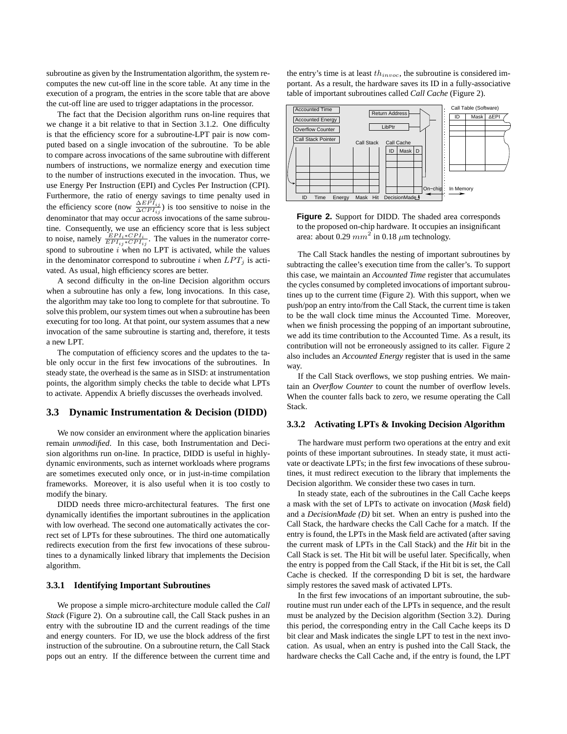subroutine as given by the Instrumentation algorithm, the system recomputes the new cut-off line in the score table. At any time in the execution of a program, the entries in the score table that are above the cut-off line are used to trigger adaptations in the processor.

The fact that the Decision algorithm runs on-line requires that we change it a bit relative to that in Section 3.1.2. One difficulty is that the efficiency score for a subroutine-LPT pair is now computed based on a single invocation of the subroutine. To be able to compare across invocations of the same subroutine with different numbers of instructions, we normalize energy and execution time to the number of instructions executed in the invocation. Thus, we use Energy Per Instruction (EPI) and Cycles Per Instruction (CPI). Furthermore, the ratio of energy savings to time penalty used in the efficiency score (now $\frac{\Delta EPI_{ij}}{\Delta CPI_{ij}}$) is too sensitive to noise in the denominator that may occur across invocations of the same subroutine. Consequently, we use an efficiency score that is less subject to noise, namely $\frac{EPI_i * CPI_i}{EPI_{ij} * CPI_{ij}}$. The values in the numerator correspond to subroutine $i$ when no LPT is activated, while the values in the denominator correspond to subroutine $i$ when $LPT_j$ is activated. As usual, high efficiency scores are better.

A second difficulty in the on-line Decision algorithm occurs when a subroutine has only a few, long invocations. In this case, the algorithm may take too long to complete for that subroutine. To solve this problem, our system times out when a subroutine has been executing for too long. At that point, our system assumes that a new invocation of the same subroutine is starting and, therefore, it tests a new LPT.

The computation of efficiency scores and the updates to the table only occur in the first few invocations of the subroutines. In steady state, the overhead is the same as in SISD: at instrumentation points, the algorithm simply checks the table to decide what LPTs to activate. Appendix A briefly discusses the overheads involved.

### 3.3 Dynamic Instrumentation & Decision (DIDD)

We now consider an environment where the application binaries remain *unmodified*. In this case, both Instrumentation and Decision algorithms run on-line. In practice, DIDD is useful in highly-dynamic environments, such as internet workloads where programs are sometimes executed only once, or in just-in-time compilation frameworks. Moreover, it is also useful when it is too costly to modify the binary.

DIDD needs three micro-architectural features. The first one dynamically identifies the important subroutines in the application with low overhead. The second one automatically activates the correct set of LPTs for these subroutines. The third one automatically redirects execution from the first few invocations of these subroutines to a dynamically linked library that implements the Decision algorithm.

#### 3.3.1 Identifying Important Subroutines

We propose a simple micro-architecture module called the *Call Stack* (Figure 2). On a subroutine call, the Call Stack pushes in an entry with the subroutine ID and the current readings of the time and energy counters. For ID, we use the block address of the first instruction of the subroutine. On a subroutine return, the Call Stack pops out an entry. If the difference between the current time and the entry's time is at least $th_{invoc}$, the subroutine is considered important. As a result, the hardware saves its ID in a fully-associative table of important subroutines called *Call Cache* (Figure 2).

Accounted Time
Accounted Energy
Overflow Counter
Call Stack Pointer
Return Address
LibPtr
Call Stack
Call Cache
ID Mask D
ID Time Energy Mask Hit DecisionMade
On-chip
In Memory
Call Table (Software)
ID Mask ΔEPI

**Figure 2.** Support for DIDD. The shaded area corresponds to the proposed on-chip hardware. It occupies an insignificant area: about 0.29 $mm^2$ in 0.18 $\mu$m technology.

The Call Stack handles the nesting of important subroutines by subtracting the callee's execution time from the caller's. To support this case, we maintain an *Accounted Time* register that accumulates the cycles consumed by completed invocations of important subroutines up to the current time (Figure 2). With this support, when we push/pop an entry into/from the Call Stack, the current time is taken to be the wall clock time minus the Accounted Time. Moreover, when we finish processing the popping of an important subroutine, we add its time contribution to the Accounted Time. As a result, its contribution will not be erroneously assigned to its caller. Figure 2 also includes an *Accounted Energy* register that is used in the same way.

If the Call Stack overflows, we stop pushing entries. We maintain an *Overflow Counter* to count the number of overflow levels. When the counter falls back to zero, we resume operating the Call Stack.

#### 3.3.2 Activating LPTs & Invoking Decision Algorithm

The hardware must perform two operations at the entry and exit points of these important subroutines. In steady state, it must activate or deactivate LPTs; in the first few invocations of these subroutines, it must redirect execution to the library that implements the Decision algorithm. We consider these two cases in turn.

In steady state, each of the subroutines in the Call Cache keeps a mask with the set of LPTs to activate on invocation (*Mask* field) and a *DecisionMade (D)* bit set. When an entry is pushed into the Call Stack, the hardware checks the Call Cache for a match. If the entry is found, the LPTs in the Mask field are activated (after saving the current mask of LPTs in the Call Stack) and the *Hit* bit in the Call Stack is set. The Hit bit will be useful later. Specifically, when the entry is popped from the Call Stack, if the Hit bit is set, the Call Cache is checked. If the corresponding D bit is set, the hardware simply restores the saved mask of activated LPTs.

In the first few invocations of an important subroutine, the subroutine must run under each of the LPTs in sequence, and the result must be analyzed by the Decision algorithm (Section 3.2). During this period, the corresponding entry in the Call Cache keeps its D bit clear and Mask indicates the single LPT to test in the next invocation. As usual, when an entry is pushed into the Call Stack, the hardware checks the Call Cache and, if the entry is found, the LPT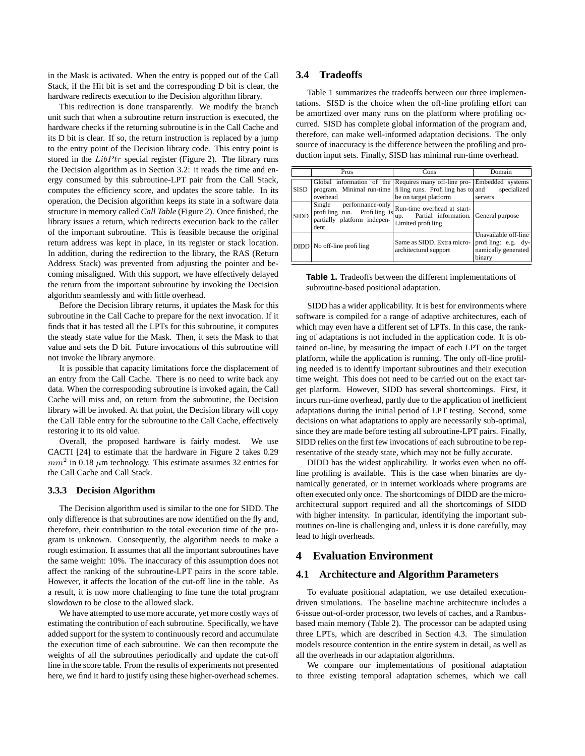in the Mask is activated. When the entry is popped out of the Call Stack, if the Hit bit is set and the corresponding D bit is clear, the hardware redirects execution to the Decision algorithm library.

This redirection is done transparently. We modify the branch unit such that when a subroutine return instruction is executed, the hardware checks if the returning subroutine is in the Call Cache and its D bit is clear. If so, the return instruction is replaced by a jump to the entry point of the Decision library code. This entry point is stored in the $LibPtr$ special register (Figure 2). The library runs the Decision algorithm as in Section 3.2: it reads the time and energy consumed by this subroutine-LPT pair from the Call Stack, computes the efficiency score, and updates the score table. In its operation, the Decision algorithm keeps its state in a software data structure in memory called *Call Table* (Figure 2). Once finished, the library issues a return, which redirects execution back to the caller of the important subroutine. This is feasible because the original return address was kept in place, in its register or stack location. In addition, during the redirection to the library, the RAS (Return Address Stack) was prevented from adjusting the pointer and becoming misaligned. With this support, we have effectively delayed the return from the important subroutine by invoking the Decision algorithm seamlessly and with little overhead.

Before the Decision library returns, it updates the Mask for this subroutine in the Call Cache to prepare for the next invocation. If it finds that it has tested all the LPTs for this subroutine, it computes the steady state value for the Mask. Then, it sets the Mask to that value and sets the D bit. Future invocations of this subroutine will not invoke the library anymore.

It is possible that capacity limitations force the displacement of an entry from the Call Cache. There is no need to write back any data. When the corresponding subroutine is invoked again, the Call Cache will miss and, on return from the subroutine, the Decision library will be invoked. At that point, the Decision library will copy the Call Table entry for the subroutine to the Call Cache, effectively restoring it to its old value.

Overall, the proposed hardware is fairly modest. We use CACTI [24] to estimate that the hardware in Figure 2 takes 0.29 $mm^2$ in 0.18 $\mu$m technology. This estimate assumes 32 entries for the Call Cache and Call Stack.

#### 3.3.3 Decision Algorithm

The Decision algorithm used is similar to the one for SIDD. The only difference is that subroutines are now identified on the fly and, therefore, their contribution to the total execution time of the program is unknown. Consequently, the algorithm needs to make a rough estimation. It assumes that all the important subroutines have the same weight: 10%. The inaccuracy of this assumption does not affect the ranking of the subroutine-LPT pairs in the score table. However, it affects the location of the cut-off line in the table. As a result, it is now more challenging to fine tune the total program slowdown to be close to the allowed slack.

We have attempted to use more accurate, yet more costly ways of estimating the contribution of each subroutine. Specifically, we have added support for the system to continuously record and accumulate the execution time of each subroutine. We can then recompute the weights of all the subroutines periodically and update the cut-off line in the score table. From the results of experiments not presented here, we find it hard to justify using these higher-overhead schemes.

### 3.4 Tradeoffs

Table 1 summarizes the tradeoffs between our three implementations. SISD is the choice when the off-line profiling effort can be amortized over many runs on the platform where profiling occurred. SISD has complete global information of the program and, therefore, can make well-informed adaptation decisions. The only source of inaccuracy is the difference between the profiling and production input sets. Finally, SISD has minimal run-time overhead.

| | Pros | Cons | Domain |
|---|---|---|---|
| SISD | Global information of the program. Minimal run-time overhead | Requires many off-line profiling runs. Profiling has to be on target platform | Embedded systems and specialized servers |
| SIDD | Single performance-only profiling run. Profiling is partially platform independent | Run-time overhead at start-up. Partial information. Limited profiling | General purpose |
| DIDD | No off-line profiling | Same as SIDD. Extra micro-architectural support | Unavailable off-line profiling: e.g. dynamically generated binary |

**Table 1.** Tradeoffs between the different implementations of subroutine-based positional adaptation.

SIDD has a wider applicability. It is best for environments where software is compiled for a range of adaptive architectures, each of which may even have a different set of LPTs. In this case, the ranking of adaptations is not included in the application code. It is obtained on-line, by measuring the impact of each LPT on the target platform, while the application is running. The only off-line profiling needed is to identify important subroutines and their execution time weight. This does not need to be carried out on the exact target platform. However, SIDD has several shortcomings. First, it incurs run-time overhead, partly due to the application of inefficient adaptations during the initial period of LPT testing. Second, some decisions on what adaptations to apply are necessarily sub-optimal, since they are made before testing all subroutine-LPT pairs. Finally, SIDD relies on the first few invocations of each subroutine to be representative of the steady state, which may not be fully accurate.

DIDD has the widest applicability. It works even when no off-line profiling is available. This is the case when binaries are dynamically generated, or in internet workloads where programs are often executed only once. The shortcomings of DIDD are the micro-architectural support required and all the shortcomings of SIDD with higher intensity. In particular, identifying the important subroutines on-line is challenging and, unless it is done carefully, may lead to high overheads.

## 4 Evaluation Environment

### 4.1 Architecture and Algorithm Parameters

To evaluate positional adaptation, we use detailed execution-driven simulations. The baseline machine architecture includes a 6-issue out-of-order processor, two levels of caches, and a Rambus-based main memory (Table 2). The processor can be adapted using three LPTs, which are described in Section 4.3. The simulation models resource contention in the entire system in detail, as well as all the overheads in our adaptation algorithms.

We compare our implementations of positional adaptation to three existing temporal adaptation schemes, which we call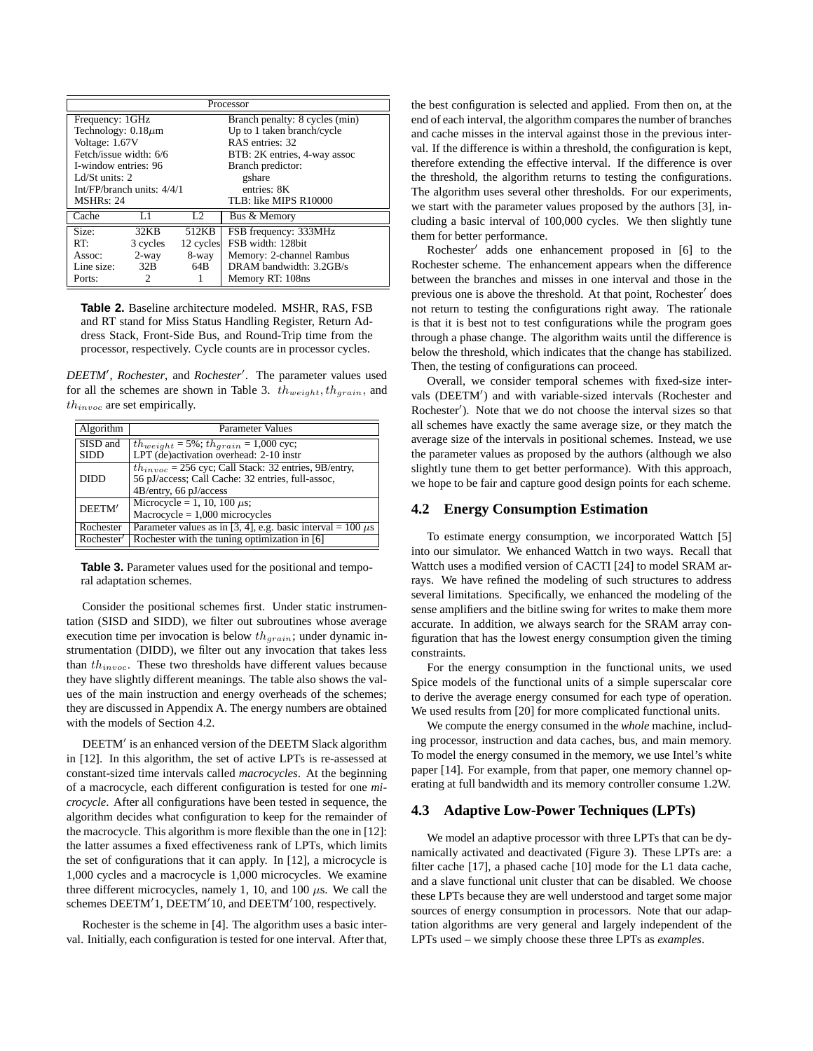| Processor | | | |
|---|---|---|---|
| Frequency: 1GHz | | | Branch penalty: 8 cycles (min) |
| Technology: 0.18$\mu$m | | | Up to 1 taken branch/cycle |
| Voltage: 1.67V | | | RAS entries: 32 |
| Fetch/issue width: 6/6 | | | BTB: 2K entries, 4-way assoc |
| I-window entries: 96 | | | Branch predictor: |
| Ld/St units: 2 | | | gshare |
| Int/FP/branch units: 4/4/1 | | | entries: 8K |
| MSHRs: 24 | | | TLB: like MIPS R10000 |
| Cache | L1 | L2 | Bus & Memory |
| Size: | 32KB | 512KB | FSB frequency: 333MHz |
| RT: | 3 cycles | 12 cycles | FSB width: 128bit |
| Assoc: | 2-way | 8-way | Memory: 2-channel Rambus |
| Line size: | 32B | 64B | DRAM bandwidth: 3.2GB/s |
| Ports: | 2 | 1 | Memory RT: 108ns |

**Table 2.** Baseline architecture modeled. MSHR, RAS, FSB and RT stand for Miss Status Handling Register, Return Address Stack, Front-Side Bus, and Round-Trip time from the processor, respectively. Cycle counts are in processor cycles.

*DEETM′*, *Rochester*, and *Rochester′*. The parameter values used for all the schemes are shown in Table 3. $th_{weight}, th_{grain}$, and $th_{invoc}$ are set empirically.

| Algorithm | Parameter Values |
|---|---|
| SISD and SIDD | $th_{weight}$ = 5%; $th_{grain}$ = 1,000 cyc; LPT (de)activation overhead: 2-10 instr |
| DIDD | $th_{invoc}$ = 256 cyc; Call Stack: 32 entries, 9B/entry, 56 pJ/access; Call Cache: 32 entries, full-assoc, 4B/entry, 66 pJ/access |
| DEETM′ | Microcycle = 1, 10, 100 $\mu$s; Macrocycle = 1,000 microcycles |
| Rochester | Parameter values as in [3, 4], e.g. basic interval = 100 $\mu$s |
| Rochester′ | Rochester with the tuning optimization in [6] |

**Table 3.** Parameter values used for the positional and temporal adaptation schemes.

Consider the positional schemes first. Under static instrumentation (SISD and SIDD), we filter out subroutines whose average execution time per invocation is below $th_{grain}$; under dynamic instrumentation (DIDD), we filter out any invocation that takes less than $th_{invoc}$. These two thresholds have different values because they have slightly different meanings. The table also shows the values of the main instruction and energy overheads of the schemes; they are discussed in Appendix A. The energy numbers are obtained with the models of Section 4.2.

DEETM′ is an enhanced version of the DEETM Slack algorithm in [12]. In this algorithm, the set of active LPTs is re-assessed at constant-sized time intervals called *macrocycles*. At the beginning of a macrocycle, each different configuration is tested for one *microcycle*. After all configurations have been tested in sequence, the algorithm decides what configuration to keep for the remainder of the macrocycle. This algorithm is more flexible than the one in [12]: the latter assumes a fixed effectiveness rank of LPTs, which limits the set of configurations that it can apply. In [12], a microcycle is 1,000 cycles and a macrocycle is 1,000 microcycles. We examine three different microcycles, namely 1, 10, and 100 $\mu$s. We call the schemes DEETM′1, DEETM′10, and DEETM′100, respectively.

Rochester is the scheme in [4]. The algorithm uses a basic interval. Initially, each configuration is tested for one interval. After that, the best configuration is selected and applied. From then on, at the end of each interval, the algorithm compares the number of branches and cache misses in the interval against those in the previous interval. If the difference is within a threshold, the configuration is kept, therefore extending the effective interval. If the difference is over the threshold, the algorithm returns to testing the configurations. The algorithm uses several other thresholds. For our experiments, we start with the parameter values proposed by the authors [3], including a basic interval of 100,000 cycles. We then slightly tune them for better performance.

Rochester′ adds one enhancement proposed in [6] to the Rochester scheme. The enhancement appears when the difference between the branches and misses in one interval and those in the previous one is above the threshold. At that point, Rochester′ does not return to testing the configurations right away. The rationale is that it is best not to test configurations while the program goes through a phase change. The algorithm waits until the difference is below the threshold, which indicates that the change has stabilized. Then, the testing of configurations can proceed.

Overall, we consider temporal schemes with fixed-size intervals (DEETM′) and with variable-sized intervals (Rochester and Rochester′). Note that we do not choose the interval sizes so that all schemes have exactly the same average size, or they match the average size of the intervals in positional schemes. Instead, we use the parameter values as proposed by the authors (although we also slightly tune them to get better performance). With this approach, we hope to be fair and capture good design points for each scheme.

## 4.2 Energy Consumption Estimation

To estimate energy consumption, we incorporated Wattch [5] into our simulator. We enhanced Wattch in two ways. Recall that Wattch uses a modified version of CACTI [24] to model SRAM arrays. We have refined the modeling of such structures to address several limitations. Specifically, we enhanced the modeling of the sense amplifiers and the bitline swing for writes to make them more accurate. In addition, we always search for the SRAM array configuration that has the lowest energy consumption given the timing constraints.

For the energy consumption in the functional units, we used Spice models of the functional units of a simple superscalar core to derive the average energy consumed for each type of operation. We used results from [20] for more complicated functional units.

We compute the energy consumed in the *whole* machine, including processor, instruction and data caches, bus, and main memory. To model the energy consumed in the memory, we use Intel's white paper [14]. For example, from that paper, one memory channel operating at full bandwidth and its memory controller consume 1.2W.

## 4.3 Adaptive Low-Power Techniques (LPTs)

We model an adaptive processor with three LPTs that can be dynamically activated and deactivated (Figure 3). These LPTs are: a filter cache [17], a phased cache [10] mode for the L1 data cache, and a slave functional unit cluster that can be disabled. We choose these LPTs because they are well understood and target some major sources of energy consumption in processors. Note that our adaptation algorithms are very general and largely independent of the LPTs used – we simply choose these three LPTs as *examples*.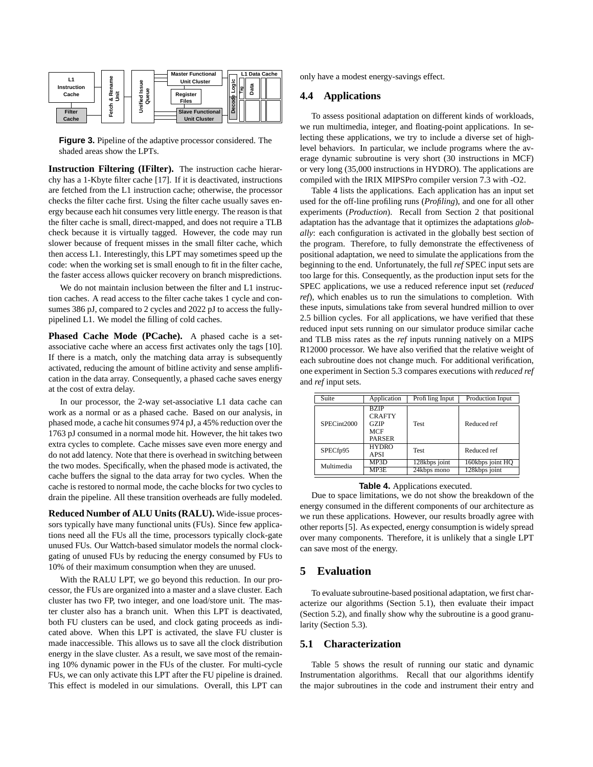**Figure 3.** Pipeline of the adaptive processor considered. The shaded areas show the LPTs.

**Instruction Filtering (IFilter).** The instruction cache hierarchy has a 1-Kbyte filter cache [17]. If it is deactivated, instructions are fetched from the L1 instruction cache; otherwise, the processor checks the filter cache first. Using the filter cache usually saves energy because each hit consumes very little energy. The reason is that the filter cache is small, direct-mapped, and does not require a TLB check because it is virtually tagged. However, the code may run slower because of frequent misses in the small filter cache, which then access L1. Interestingly, this LPT may sometimes speed up the code: when the working set is small enough to fit in the filter cache, the faster access allows quicker recovery on branch mispredictions.

We do not maintain inclusion between the filter and L1 instruction caches. A read access to the filter cache takes 1 cycle and consumes 386 pJ, compared to 2 cycles and 2022 pJ to access the fully-pipelined L1. We model the filling of cold caches.

**Phased Cache Mode (PCache).** A phased cache is a set-associative cache where an access first activates only the tags [10]. If there is a match, only the matching data array is subsequently activated, reducing the amount of bitline activity and sense amplification in the data array. Consequently, a phased cache saves energy at the cost of extra delay.

In our processor, the 2-way set-associative L1 data cache can work as a normal or as a phased cache. Based on our analysis, in phased mode, a cache hit consumes 974 pJ, a 45% reduction over the 1763 pJ consumed in a normal mode hit. However, the hit takes two extra cycles to complete. Cache misses save even more energy and do not add latency. Note that there is overhead in switching between the two modes. Specifically, when the phased mode is activated, the cache buffers the signal to the data array for two cycles. When the cache is restored to normal mode, the cache blocks for two cycles to drain the pipeline. All these transition overheads are fully modeled.

**Reduced Number of ALU Units (RALU).** Wide-issue processors typically have many functional units (FUs). Since few applications need all the FUs all the time, processors typically clock-gate unused FUs. Our Wattch-based simulator models the normal clock-gating of unused FUs by reducing the energy consumed by FUs to 10% of their maximum consumption when they are unused.

With the RALU LPT, we go beyond this reduction. In our processor, the FUs are organized into a master and a slave cluster. Each cluster has two FP, two integer, and one load/store unit. The master cluster also has a branch unit. When this LPT is deactivated, both FU clusters can be used, and clock gating proceeds as indicated above. When this LPT is activated, the slave FU cluster is made inaccessible. This allows us to save all the clock distribution energy in the slave cluster. As a result, we save most of the remaining 10% dynamic power in the FUs of the cluster. For multi-cycle FUs, we can only activate this LPT after the FU pipeline is drained. This effect is modeled in our simulations. Overall, this LPT can only have a modest energy-savings effect.

## 4.4 Applications

To assess positional adaptation on different kinds of workloads, we run multimedia, integer, and floating-point applications. In selecting these applications, we try to include a diverse set of high-level behaviors. In particular, we include programs where the average dynamic subroutine is very short (30 instructions in MCF) or very long (35,000 instructions in HYDRO). The applications are compiled with the IRIX MIPSPro compiler version 7.3 with -O2.

Table 4 lists the applications. Each application has an input set used for the off-line profiling runs (*Profiling*), and one for all other experiments (*Production*). Recall from Section 2 that positional adaptation has the advantage that it optimizes the adaptations *globally*: each configuration is activated in the globally best section of the program. Therefore, to fully demonstrate the effectiveness of positional adaptation, we need to simulate the applications from the beginning to the end. Unfortunately, the full *ref* SPEC input sets are too large for this. Consequently, as the production input sets for the SPEC applications, we use a reduced reference input set (*reduced ref*), which enables us to run the simulations to completion. With these inputs, simulations take from several hundred million to over 2.5 billion cycles. For all applications, we have verified that these reduced input sets running on our simulator produce similar cache and TLB miss rates as the *ref* inputs running natively on a MIPS R12000 processor. We have also verified that the relative weight of each subroutine does not change much. For additional verification, one experiment in Section 5.3 compares executions with *reduced ref* and *ref* input sets.

| Suite | Application | Profiling Input | Production Input |
|---|---|---|---|
| SPECint2000 | BZIP<br>CRAFTY<br>GZIP<br>MCF<br>PARSER | Test | Reduced ref |
| SPECfp95 | HYDRO<br>APSI | Test | Reduced ref |
| Multimedia | MP3D | 128kbps joint | 160kbps joint HQ |
| | MP3E | 24kbps mono | 128kbps joint |

**Table 4.** Applications executed.

Due to space limitations, we do not show the breakdown of the energy consumed in the different components of our architecture as we run these applications. However, our results broadly agree with other reports [5]. As expected, energy consumption is widely spread over many components. Therefore, it is unlikely that a single LPT can save most of the energy.

# 5 Evaluation

To evaluate subroutine-based positional adaptation, we first characterize our algorithms (Section 5.1), then evaluate their impact (Section 5.2), and finally show why the subroutine is a good granularity (Section 5.3).

## 5.1 Characterization

Table 5 shows the result of running our static and dynamic Instrumentation algorithms. Recall that our algorithms identify the major subroutines in the code and instrument their entry and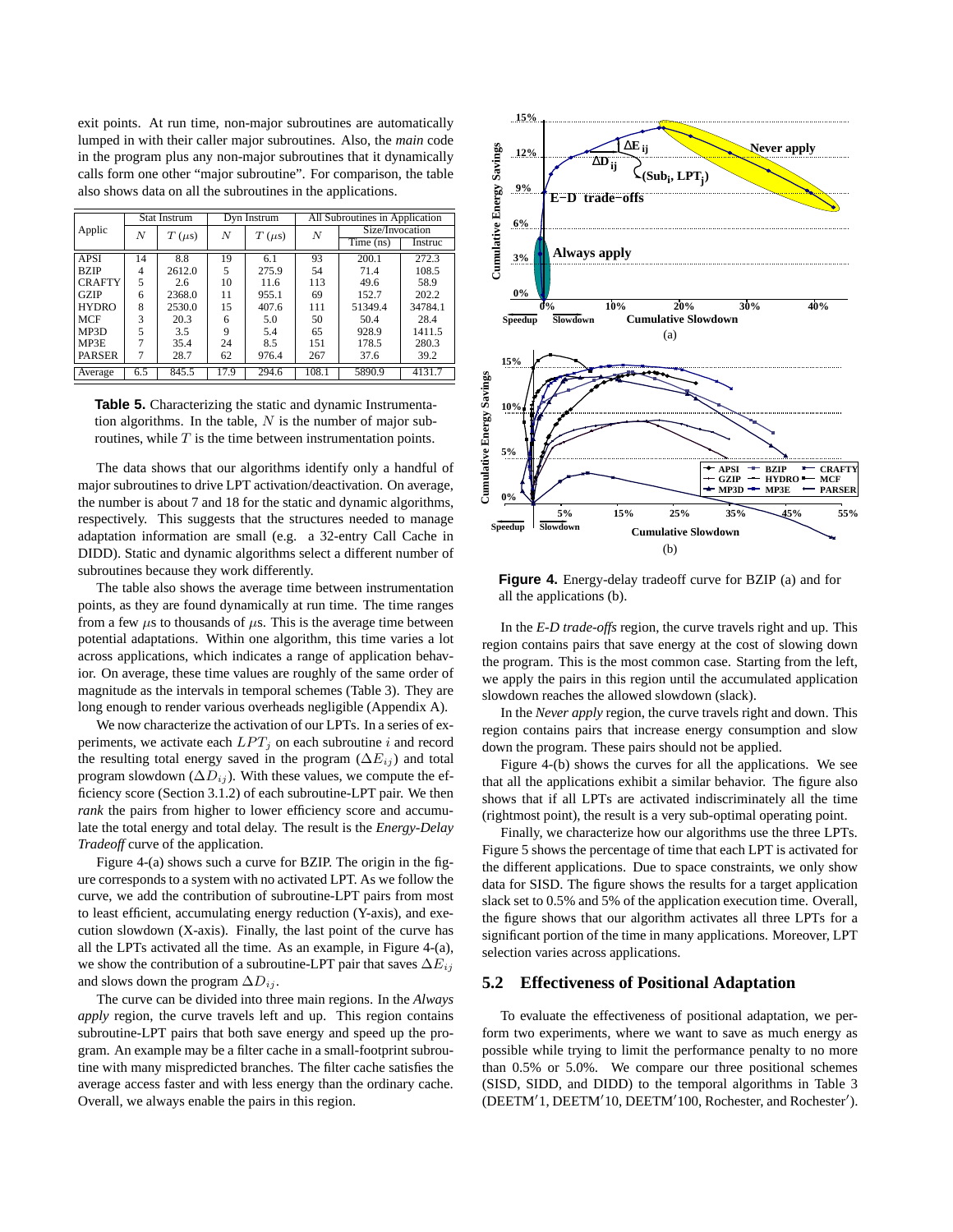exit points. At run time, non-major subroutines are automatically lumped in with their caller major subroutines. Also, the *main* code in the program plus any non-major subroutines that it dynamically calls form one other "major subroutine". For comparison, the table also shows data on all the subroutines in the applications.

| Applic | Stat Instrum | | Dyn Instrum | | All Subroutines in Application | | |
|---|---|---|---|---|---|---|---|
| | $N$ | $T$ ($\mu$s) | $N$ | $T$ ($\mu$s) | $N$ | Size/Invocation | |
| | | | | | | Time (ns) | Instruc |
| APSI | 14 | 8.8 | 19 | 6.1 | 93 | 200.1 | 272.3 |
| BZIP | 4 | 2612.0 | 5 | 275.9 | 54 | 71.4 | 108.5 |
| CRAFTY | 5 | 2.6 | 10 | 11.6 | 113 | 49.6 | 58.9 |
| GZIP | 6 | 2368.0 | 11 | 955.1 | 69 | 152.7 | 202.2 |
| HYDRO | 8 | 2530.0 | 15 | 407.6 | 111 | 51349.4 | 34784.1 |
| MCF | 3 | 20.3 | 6 | 5.0 | 50 | 50.4 | 28.4 |
| MP3D | 5 | 3.5 | 9 | 5.4 | 65 | 928.9 | 1411.5 |
| MP3E | 7 | 35.4 | 24 | 8.5 | 151 | 178.5 | 280.3 |
| PARSER | 7 | 28.7 | 62 | 976.4 | 267 | 37.6 | 39.2 |
| Average | 6.5 | 845.5 | 17.9 | 294.6 | 108.1 | 5890.9 | 4131.7 |

**Table 5.** Characterizing the static and dynamic Instrumentation algorithms. In the table, $N$ is the number of major subroutines, while $T$ is the time between instrumentation points.

The data shows that our algorithms identify only a handful of major subroutines to drive LPT activation/deactivation. On average, the number is about 7 and 18 for the static and dynamic algorithms, respectively. This suggests that the structures needed to manage adaptation information are small (e.g. a 32-entry Call Cache in DIDD). Static and dynamic algorithms select a different number of subroutines because they work differently.

The table also shows the average time between instrumentation points, as they are found dynamically at run time. The time ranges from a few $\mu$s to thousands of $\mu$s. This is the average time between potential adaptations. Within one algorithm, this time varies a lot across applications, which indicates a range of application behavior. On average, these time values are roughly of the same order of magnitude as the intervals in temporal schemes (Table 3). They are long enough to render various overheads negligible (Appendix A).

We now characterize the activation of our LPTs. In a series of experiments, we activate each $LPT_j$ on each subroutine $i$ and record the resulting total energy saved in the program ($\Delta E_{ij}$) and total program slowdown ($\Delta D_{ij}$). With these values, we compute the efficiency score (Section 3.1.2) of each subroutine-LPT pair. We then *rank* the pairs from higher to lower efficiency score and accumulate the total energy and total delay. The result is the *Energy-Delay Tradeoff* curve of the application.

Figure 4-(a) shows such a curve for BZIP. The origin in the figure corresponds to a system with no activated LPT. As we follow the curve, we add the contribution of subroutine-LPT pairs from most to least efficient, accumulating energy reduction (Y-axis), and execution slowdown (X-axis). Finally, the last point of the curve has all the LPTs activated all the time. As an example, in Figure 4-(a), we show the contribution of a subroutine-LPT pair that saves $\Delta E_{ij}$ and slows down the program $\Delta D_{ij}$.

The curve can be divided into three main regions. In the *Always apply* region, the curve travels left and up. This region contains subroutine-LPT pairs that both save energy and speed up the program. An example may be a filter cache in a small-footprint subroutine with many mispredicted branches. The filter cache satisfies the average access faster and with less energy than the ordinary cache. Overall, we always enable the pairs in this region.

**Figure 4.** Energy-delay tradeoff curve for BZIP (a) and for all the applications (b).

In the *E-D trade-offs* region, the curve travels right and up. This region contains pairs that save energy at the cost of slowing down the program. This is the most common case. Starting from the left, we apply the pairs in this region until the accumulated application slowdown reaches the allowed slowdown (slack).

In the *Never apply* region, the curve travels right and down. This region contains pairs that increase energy consumption and slow down the program. These pairs should not be applied.

Figure 4-(b) shows the curves for all the applications. We see that all the applications exhibit a similar behavior. The figure also shows that if all LPTs are activated indiscriminately all the time (rightmost point), the result is a very sub-optimal operating point.

Finally, we characterize how our algorithms use the three LPTs. Figure 5 shows the percentage of time that each LPT is activated for the different applications. Due to space constraints, we only show data for SISD. The figure shows the results for a target application slack set to 0.5% and 5% of the application execution time. Overall, the figure shows that our algorithm activates all three LPTs for a significant portion of the time in many applications. Moreover, LPT selection varies across applications.

## 5.2 Effectiveness of Positional Adaptation

To evaluate the effectiveness of positional adaptation, we perform two experiments, where we want to save as much energy as possible while trying to limit the performance penalty to no more than 0.5% or 5.0%. We compare our three positional schemes (SISD, SIDD, and DIDD) to the temporal algorithms in Table 3 (DEETM′1, DEETM′10, DEETM′100, Rochester, and Rochester′).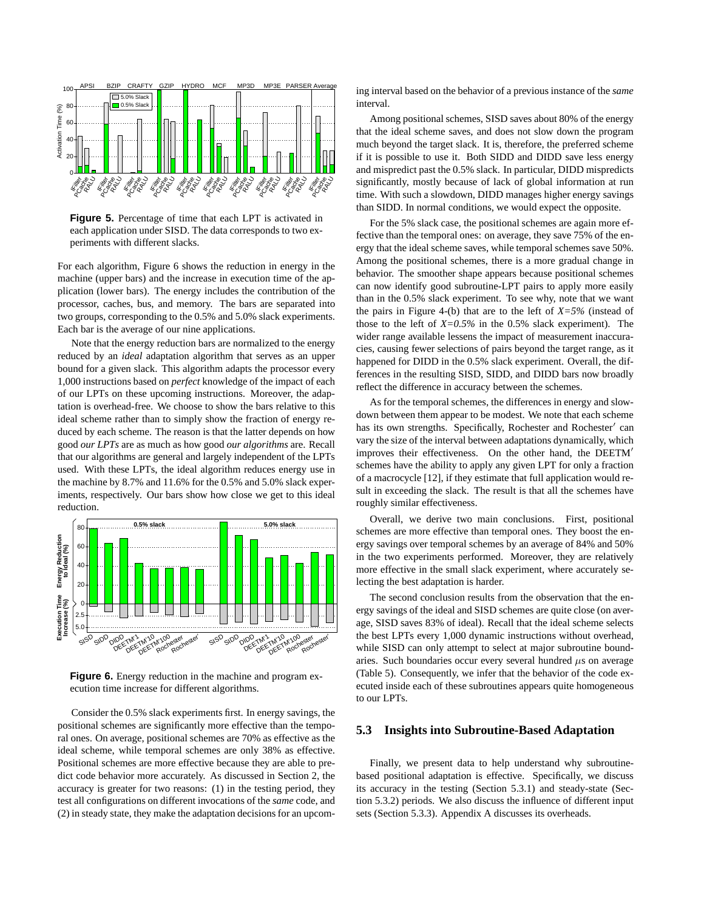**Figure 5.** Percentage of time that each LPT is activated in each application under SISD. The data corresponds to two experiments with different slacks.

For each algorithm, Figure 6 shows the reduction in energy in the machine (upper bars) and the increase in execution time of the application (lower bars). The energy includes the contribution of the processor, caches, bus, and memory. The bars are separated into two groups, corresponding to the 0.5% and 5.0% slack experiments. Each bar is the average of our nine applications.

Note that the energy reduction bars are normalized to the energy reduced by an *ideal* adaptation algorithm that serves as an upper bound for a given slack. This algorithm adapts the processor every 1,000 instructions based on *perfect* knowledge of the impact of each of our LPTs on these upcoming instructions. Moreover, the adaptation is overhead-free. We choose to show the bars relative to this ideal scheme rather than to simply show the fraction of energy reduced by each scheme. The reason is that the latter depends on how good *our LPTs* are as much as how good *our algorithms* are. Recall that our algorithms are general and largely independent of the LPTs used. With these LPTs, the ideal algorithm reduces energy use in the machine by 8.7% and 11.6% for the 0.5% and 5.0% slack experiments, respectively. Our bars show how close we get to this ideal reduction.

**Figure 6.** Energy reduction in the machine and program execution time increase for different algorithms.

Consider the 0.5% slack experiments first. In energy savings, the positional schemes are significantly more effective than the temporal ones. On average, positional schemes are 70% as effective as the ideal scheme, while temporal schemes are only 38% as effective. Positional schemes are more effective because they are able to predict code behavior more accurately. As discussed in Section 2, the accuracy is greater for two reasons: (1) in the testing period, they test all configurations on different invocations of the *same* code, and (2) in steady state, they make the adaptation decisions for an upcoming interval based on the behavior of a previous instance of the *same* interval.

Among positional schemes, SISD saves about 80% of the energy that the ideal scheme saves, and does not slow down the program much beyond the target slack. It is, therefore, the preferred scheme if it is possible to use it. Both SIDD and DIDD save less energy and mispredict past the 0.5% slack. In particular, DIDD mispredicts significantly, mostly because of lack of global information at run time. With such a slowdown, DIDD manages higher energy savings than SIDD. In normal conditions, we would expect the opposite.

For the 5% slack case, the positional schemes are again more effective than the temporal ones: on average, they save 75% of the energy that the ideal scheme saves, while temporal schemes save 50%. Among the positional schemes, there is a more gradual change in behavior. The smoother shape appears because positional schemes can now identify good subroutine-LPT pairs to apply more easily than in the 0.5% slack experiment. To see why, note that we want the pairs in Figure 4-(b) that are to the left of *X=5%* (instead of those to the left of *X=0.5%* in the 0.5% slack experiment). The wider range available lessens the impact of measurement inaccuracies, causing fewer selections of pairs beyond the target range, as it happened for DIDD in the 0.5% slack experiment. Overall, the differences in the resulting SISD, SIDD, and DIDD bars now broadly reflect the difference in accuracy between the schemes.

As for the temporal schemes, the differences in energy and slowdown between them appear to be modest. We note that each scheme has its own strengths. Specifically, Rochester and Rochester′ can vary the size of the interval between adaptations dynamically, which improves their effectiveness. On the other hand, the DEETM′ schemes have the ability to apply any given LPT for only a fraction of a macrocycle [12], if they estimate that full application would result in exceeding the slack. The result is that all the schemes have roughly similar effectiveness.

Overall, we derive two main conclusions. First, positional schemes are more effective than temporal ones. They boost the energy savings over temporal schemes by an average of 84% and 50% in the two experiments performed. Moreover, they are relatively more effective in the small slack experiment, where accurately selecting the best adaptation is harder.

The second conclusion results from the observation that the energy savings of the ideal and SISD schemes are quite close (on average, SISD saves 83% of ideal). Recall that the ideal scheme selects the best LPTs every 1,000 dynamic instructions without overhead, while SISD can only attempt to select at major subroutine boundaries. Such boundaries occur every several hundred $\mu$s on average (Table 5). Consequently, we infer that the behavior of the code executed inside each of these subroutines appears quite homogeneous to our LPTs.

## 5.3 Insights into Subroutine-Based Adaptation

Finally, we present data to help understand why subroutine-based positional adaptation is effective. Specifically, we discuss its accuracy in the testing (Section 5.3.1) and steady-state (Section 5.3.2) periods. We also discuss the influence of different input sets (Section 5.3.3). Appendix A discusses its overheads.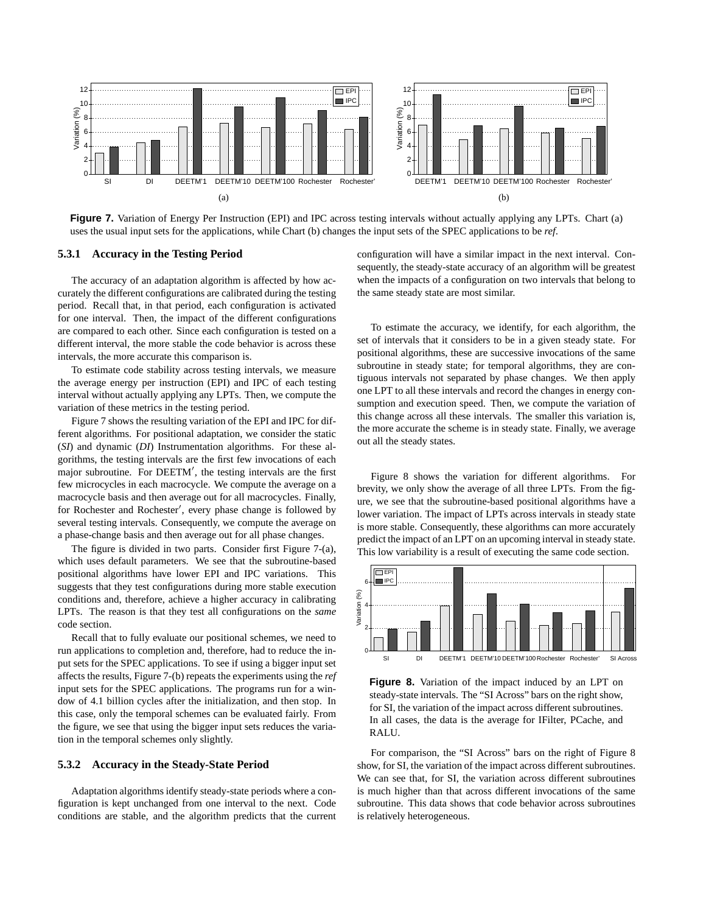Variation (%)

0
2
4
6
8
10
12

SI DI DEETM'1 DEETM'10 DEETM'100 Rochester Rochester'

EPI
IPC

(a)

Variation (%)

0
2
4
6
8
10
12

DEETM'1 DEETM'10 DEETM'100 Rochester Rochester'

EPI
IPC

(b)

**Figure 7.** Variation of Energy Per Instruction (EPI) and IPC across testing intervals without actually applying any LPTs. Chart (a) uses the usual input sets for the applications, while Chart (b) changes the input sets of the SPEC applications to be *ref*.

### 5.3.1 Accuracy in the Testing Period

The accuracy of an adaptation algorithm is affected by how accurately the different configurations are calibrated during the testing period. Recall that, in that period, each configuration is activated for one interval. Then, the impact of the different configurations are compared to each other. Since each configuration is tested on a different interval, the more stable the code behavior is across these intervals, the more accurate this comparison is.

To estimate code stability across testing intervals, we measure the average energy per instruction (EPI) and IPC of each testing interval without actually applying any LPTs. Then, we compute the variation of these metrics in the testing period.

Figure 7 shows the resulting variation of the EPI and IPC for different algorithms. For positional adaptation, we consider the static (*SI*) and dynamic (*DI*) Instrumentation algorithms. For these algorithms, the testing intervals are the first few invocations of each major subroutine. For DEETM′, the testing intervals are the first few microcycles in each macrocycle. We compute the average on a macrocycle basis and then average out for all macrocycles. Finally, for Rochester and Rochester′, every phase change is followed by several testing intervals. Consequently, we compute the average on a phase-change basis and then average out for all phase changes.

The figure is divided in two parts. Consider first Figure 7-(a), which uses default parameters. We see that the subroutine-based positional algorithms have lower EPI and IPC variations. This suggests that they test configurations during more stable execution conditions and, therefore, achieve a higher accuracy in calibrating LPTs. The reason is that they test all configurations on the *same* code section.

Recall that to fully evaluate our positional schemes, we need to run applications to completion and, therefore, had to reduce the input sets for the SPEC applications. To see if using a bigger input set affects the results, Figure 7-(b) repeats the experiments using the *ref* input sets for the SPEC applications. The programs run for a window of 4.1 billion cycles after the initialization, and then stop. In this case, only the temporal schemes can be evaluated fairly. From the figure, we see that using the bigger input sets reduces the variation in the temporal schemes only slightly.

### 5.3.2 Accuracy in the Steady-State Period

Adaptation algorithms identify steady-state periods where a configuration is kept unchanged from one interval to the next. Code conditions are stable, and the algorithm predicts that the current configuration will have a similar impact in the next interval. Consequently, the steady-state accuracy of an algorithm will be greatest when the impacts of a configuration on two intervals that belong to the same steady state are most similar.

To estimate the accuracy, we identify, for each algorithm, the set of intervals that it considers to be in a given steady state. For positional algorithms, these are successive invocations of the same subroutine in steady state; for temporal algorithms, they are contiguous intervals not separated by phase changes. We then apply one LPT to all these intervals and record the changes in energy consumption and execution speed. Then, we compute the variation of this change across all these intervals. The smaller this variation is, the more accurate the scheme is in steady state. Finally, we average out all the steady states.

Figure 8 shows the variation for different algorithms. For brevity, we only show the average of all three LPTs. From the figure, we see that the subroutine-based positional algorithms have a lower variation. The impact of LPTs across intervals in steady state is more stable. Consequently, these algorithms can more accurately predict the impact of an LPT on an upcoming interval in steady state. This low variability is a result of executing the same code section.

Variation (%)

0
2
4
6

SI DI DEETM'1 DEETM'10 DEETM'100 Rochester Rochester' SI Across

EPI
IPC

**Figure 8.** Variation of the impact induced by an LPT on steady-state intervals. The "SI Across" bars on the right show, for SI, the variation of the impact across different subroutines. In all cases, the data is the average for IFilter, PCache, and RALU.

For comparison, the "SI Across" bars on the right of Figure 8 show, for SI, the variation of the impact across different subroutines. We can see that, for SI, the variation across different subroutines is much higher than that across different invocations of the same subroutine. This data shows that code behavior across subroutines is relatively heterogeneous.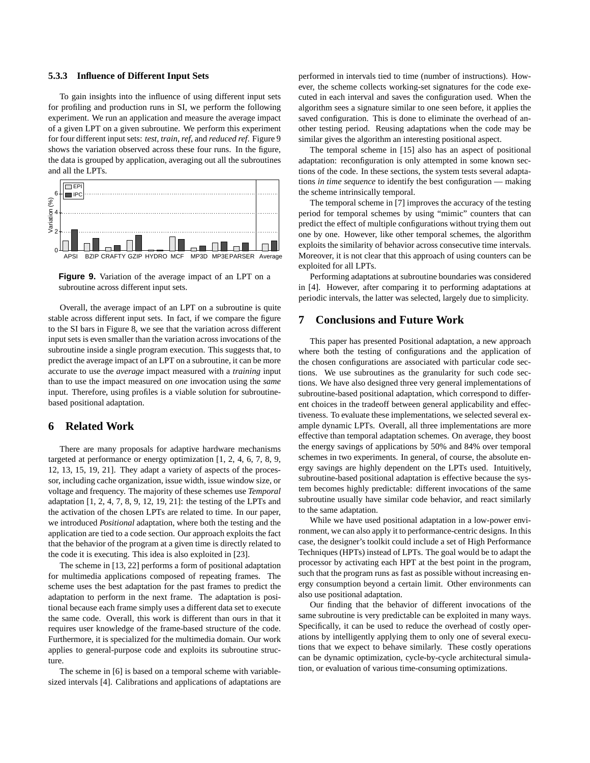#### 5.3.3 Influence of Different Input Sets

To gain insights into the influence of using different input sets for profiling and production runs in SI, we perform the following experiment. We run an application and measure the average impact of a given LPT on a given subroutine. We perform this experiment for four different input sets: *test*, *train*, *ref*, and *reduced ref*. Figure 9 shows the variation observed across these four runs. In the figure, the data is grouped by application, averaging out all the subroutines and all the LPTs.

EPI
IPC
Variation (%)
0
2
4
6
APSI BZIP CRAFTY GZIP HYDRO MCF MP3D MP3E PARSER Average

**Figure 9.** Variation of the average impact of an LPT on a subroutine across different input sets.

Overall, the average impact of an LPT on a subroutine is quite stable across different input sets. In fact, if we compare the figure to the SI bars in Figure 8, we see that the variation across different input sets is even smaller than the variation across invocations of the subroutine inside a single program execution. This suggests that, to predict the average impact of an LPT on a subroutine, it can be more accurate to use the *average* impact measured with a *training* input than to use the impact measured on *one* invocation using the *same* input. Therefore, using profiles is a viable solution for subroutine-based positional adaptation.

## 6 Related Work

There are many proposals for adaptive hardware mechanisms targeted at performance or energy optimization [1, 2, 4, 6, 7, 8, 9, 12, 13, 15, 19, 21]. They adapt a variety of aspects of the processor, including cache organization, issue width, issue window size, or voltage and frequency. The majority of these schemes use *Temporal* adaptation [1, 2, 4, 7, 8, 9, 12, 19, 21]: the testing of the LPTs and the activation of the chosen LPTs are related to time. In our paper, we introduced *Positional* adaptation, where both the testing and the application are tied to a code section. Our approach exploits the fact that the behavior of the program at a given time is directly related to the code it is executing. This idea is also exploited in [23].

The scheme in [13, 22] performs a form of positional adaptation for multimedia applications composed of repeating frames. The scheme uses the best adaptation for the past frames to predict the adaptation to perform in the next frame. The adaptation is positional because each frame simply uses a different data set to execute the same code. Overall, this work is different than ours in that it requires user knowledge of the frame-based structure of the code. Furthermore, it is specialized for the multimedia domain. Our work applies to general-purpose code and exploits its subroutine structure.

The scheme in [6] is based on a temporal scheme with variable-sized intervals [4]. Calibrations and applications of adaptations are performed in intervals tied to time (number of instructions). However, the scheme collects working-set signatures for the code executed in each interval and saves the configuration used. When the algorithm sees a signature similar to one seen before, it applies the saved configuration. This is done to eliminate the overhead of another testing period. Reusing adaptations when the code may be similar gives the algorithm an interesting positional aspect.

The temporal scheme in [15] also has an aspect of positional adaptation: reconfiguration is only attempted in some known sections of the code. In these sections, the system tests several adaptations *in time sequence* to identify the best configuration — making the scheme intrinsically temporal.

The temporal scheme in [7] improves the accuracy of the testing period for temporal schemes by using "mimic" counters that can predict the effect of multiple configurations without trying them out one by one. However, like other temporal schemes, the algorithm exploits the similarity of behavior across consecutive time intervals. Moreover, it is not clear that this approach of using counters can be exploited for all LPTs.

Performing adaptations at subroutine boundaries was considered in [4]. However, after comparing it to performing adaptations at periodic intervals, the latter was selected, largely due to simplicity.

## 7 Conclusions and Future Work

This paper has presented Positional adaptation, a new approach where both the testing of configurations and the application of the chosen configurations are associated with particular code sections. We use subroutines as the granularity for such code sections. We have also designed three very general implementations of subroutine-based positional adaptation, which correspond to different choices in the tradeoff between general applicability and effectiveness. To evaluate these implementations, we selected several example dynamic LPTs. Overall, all three implementations are more effective than temporal adaptation schemes. On average, they boost the energy savings of applications by 50% and 84% over temporal schemes in two experiments. In general, of course, the absolute energy savings are highly dependent on the LPTs used. Intuitively, subroutine-based positional adaptation is effective because the system becomes highly predictable: different invocations of the same subroutine usually have similar code behavior, and react similarly to the same adaptation.

While we have used positional adaptation in a low-power environment, we can also apply it to performance-centric designs. In this case, the designer's toolkit could include a set of High Performance Techniques (HPTs) instead of LPTs. The goal would be to adapt the processor by activating each HPT at the best point in the program, such that the program runs as fast as possible without increasing energy consumption beyond a certain limit. Other environments can also use positional adaptation.

Our finding that the behavior of different invocations of the same subroutine is very predictable can be exploited in many ways. Specifically, it can be used to reduce the overhead of costly operations by intelligently applying them to only one of several executions that we expect to behave similarly. These costly operations can be dynamic optimization, cycle-by-cycle architectural simulation, or evaluation of various time-consuming optimizations.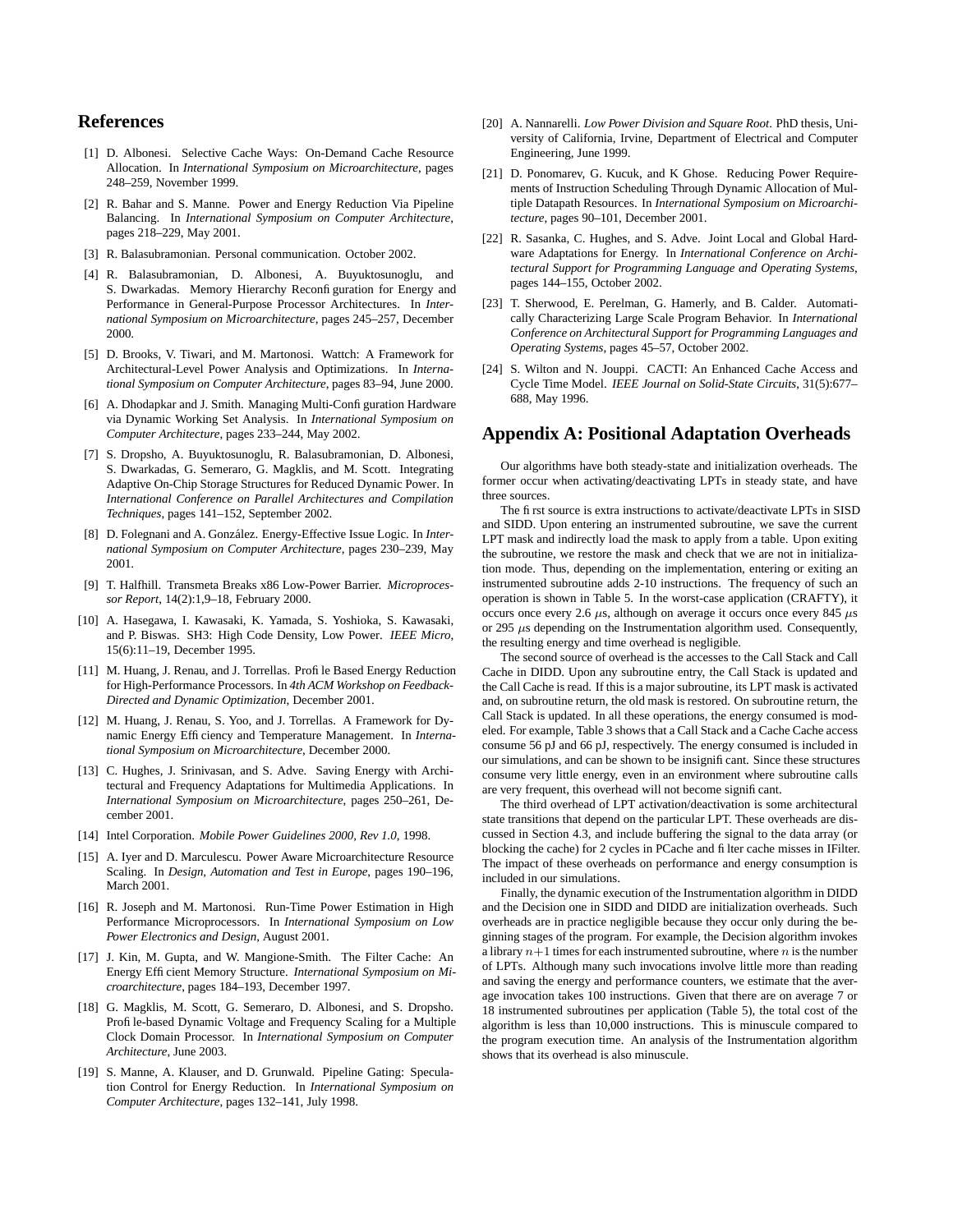# References

[1] D. Albonesi. Selective Cache Ways: On-Demand Cache Resource Allocation. In *International Symposium on Microarchitecture*, pages 248–259, November 1999.

[2] R. Bahar and S. Manne. Power and Energy Reduction Via Pipeline Balancing. In *International Symposium on Computer Architecture*, pages 218–229, May 2001.

[3] R. Balasubramonian. Personal communication. October 2002.

[4] R. Balasubramonian, D. Albonesi, A. Buyuktosunoglu, and S. Dwarkadas. Memory Hierarchy Reconfiguration for Energy and Performance in General-Purpose Processor Architectures. In *International Symposium on Microarchitecture*, pages 245–257, December 2000.

[5] D. Brooks, V. Tiwari, and M. Martonosi. Wattch: A Framework for Architectural-Level Power Analysis and Optimizations. In *International Symposium on Computer Architecture*, pages 83–94, June 2000.

[6] A. Dhodapkar and J. Smith. Managing Multi-Configuration Hardware via Dynamic Working Set Analysis. In *International Symposium on Computer Architecture*, pages 233–244, May 2002.

[7] S. Dropsho, A. Buyuktosunoglu, R. Balasubramonian, D. Albonesi, S. Dwarkadas, G. Semeraro, G. Magklis, and M. Scott. Integrating Adaptive On-Chip Storage Structures for Reduced Dynamic Power. In *International Conference on Parallel Architectures and Compilation Techniques*, pages 141–152, September 2002.

[8] D. Folegnani and A. González. Energy-Effective Issue Logic. In *International Symposium on Computer Architecture*, pages 230–239, May 2001.

[9] T. Halfhill. Transmeta Breaks x86 Low-Power Barrier. *Microprocessor Report*, 14(2):1,9–18, February 2000.

[10] A. Hasegawa, I. Kawasaki, K. Yamada, S. Yoshioka, S. Kawasaki, and P. Biswas. SH3: High Code Density, Low Power. *IEEE Micro*, 15(6):11–19, December 1995.

[11] M. Huang, J. Renau, and J. Torrellas. Profile Based Energy Reduction for High-Performance Processors. In *4th ACM Workshop on Feedback-Directed and Dynamic Optimization*, December 2001.

[12] M. Huang, J. Renau, S. Yoo, and J. Torrellas. A Framework for Dynamic Energy Efficiency and Temperature Management. In *International Symposium on Microarchitecture*, December 2000.

[13] C. Hughes, J. Srinivasan, and S. Adve. Saving Energy with Architectural and Frequency Adaptations for Multimedia Applications. In *International Symposium on Microarchitecture*, pages 250–261, December 2001.

[14] Intel Corporation. *Mobile Power Guidelines 2000, Rev 1.0*, 1998.

[15] A. Iyer and D. Marculescu. Power Aware Microarchitecture Resource Scaling. In *Design, Automation and Test in Europe*, pages 190–196, March 2001.

[16] R. Joseph and M. Martonosi. Run-Time Power Estimation in High Performance Microprocessors. In *International Symposium on Low Power Electronics and Design*, August 2001.

[17] J. Kin, M. Gupta, and W. Mangione-Smith. The Filter Cache: An Energy Efficient Memory Structure. *International Symposium on Microarchitecture*, pages 184–193, December 1997.

[18] G. Magklis, M. Scott, G. Semeraro, D. Albonesi, and S. Dropsho. Profile-based Dynamic Voltage and Frequency Scaling for a Multiple Clock Domain Processor. In *International Symposium on Computer Architecture*, June 2003.

[19] S. Manne, A. Klauser, and D. Grunwald. Pipeline Gating: Speculation Control for Energy Reduction. In *International Symposium on Computer Architecture*, pages 132–141, July 1998.

[20] A. Nannarelli. *Low Power Division and Square Root*. PhD thesis, University of California, Irvine, Department of Electrical and Computer Engineering, June 1999.

[21] D. Ponomarev, G. Kucuk, and K Ghose. Reducing Power Requirements of Instruction Scheduling Through Dynamic Allocation of Multiple Datapath Resources. In *International Symposium on Microarchitecture*, pages 90–101, December 2001.

[22] R. Sasanka, C. Hughes, and S. Adve. Joint Local and Global Hardware Adaptations for Energy. In *International Conference on Architectural Support for Programming Language and Operating Systems*, pages 144–155, October 2002.

[23] T. Sherwood, E. Perelman, G. Hamerly, and B. Calder. Automatically Characterizing Large Scale Program Behavior. In *International Conference on Architectural Support for Programming Languages and Operating Systems*, pages 45–57, October 2002.

[24] S. Wilton and N. Jouppi. CACTI: An Enhanced Cache Access and Cycle Time Model. *IEEE Journal on Solid-State Circuits*, 31(5):677–688, May 1996.

# Appendix A: Positional Adaptation Overheads

Our algorithms have both steady-state and initialization overheads. The former occur when activating/deactivating LPTs in steady state, and have three sources.

The first source is extra instructions to activate/deactivate LPTs in SISD and SIDD. Upon entering an instrumented subroutine, we save the current LPT mask and indirectly load the mask to apply from a table. Upon exiting the subroutine, we restore the mask and check that we are not in initialization mode. Thus, depending on the implementation, entering or exiting an instrumented subroutine adds 2-10 instructions. The frequency of such an operation is shown in Table 5. In the worst-case application (CRAFTY), it occurs once every 2.6 $\mu$s, although on average it occurs once every 845 $\mu$s or 295 $\mu$s depending on the Instrumentation algorithm used. Consequently, the resulting energy and time overhead is negligible.

The second source of overhead is the accesses to the Call Stack and Call Cache in DIDD. Upon any subroutine entry, the Call Stack is updated and the Call Cache is read. If this is a major subroutine, its LPT mask is activated and, on subroutine return, the old mask is restored. On subroutine return, the Call Stack is updated. In all these operations, the energy consumed is modeled. For example, Table 3 shows that a Call Stack and a Cache Cache access consume 56 pJ and 66 pJ, respectively. The energy consumed is included in our simulations, and can be shown to be insignificant. Since these structures consume very little energy, even in an environment where subroutine calls are very frequent, this overhead will not become significant.

The third overhead of LPT activation/deactivation is some architectural state transitions that depend on the particular LPT. These overheads are discussed in Section 4.3, and include buffering the signal to the data array (or blocking the cache) for 2 cycles in PCache and filter cache misses in IFilter. The impact of these overheads on performance and energy consumption is included in our simulations.

Finally, the dynamic execution of the Instrumentation algorithm in DIDD and the Decision one in SIDD and DIDD are initialization overheads. Such overheads are in practice negligible because they occur only during the beginning stages of the program. For example, the Decision algorithm invokes a library $n+1$ times for each instrumented subroutine, where $n$ is the number of LPTs. Although many such invocations involve little more than reading and saving the energy and performance counters, we estimate that the average invocation takes 100 instructions. Given that there are on average 7 or 18 instrumented subroutines per application (Table 5), the total cost of the algorithm is less than 10,000 instructions. This is minuscule compared to the program execution time. An analysis of the Instrumentation algorithm shows that its overhead is also minuscule.